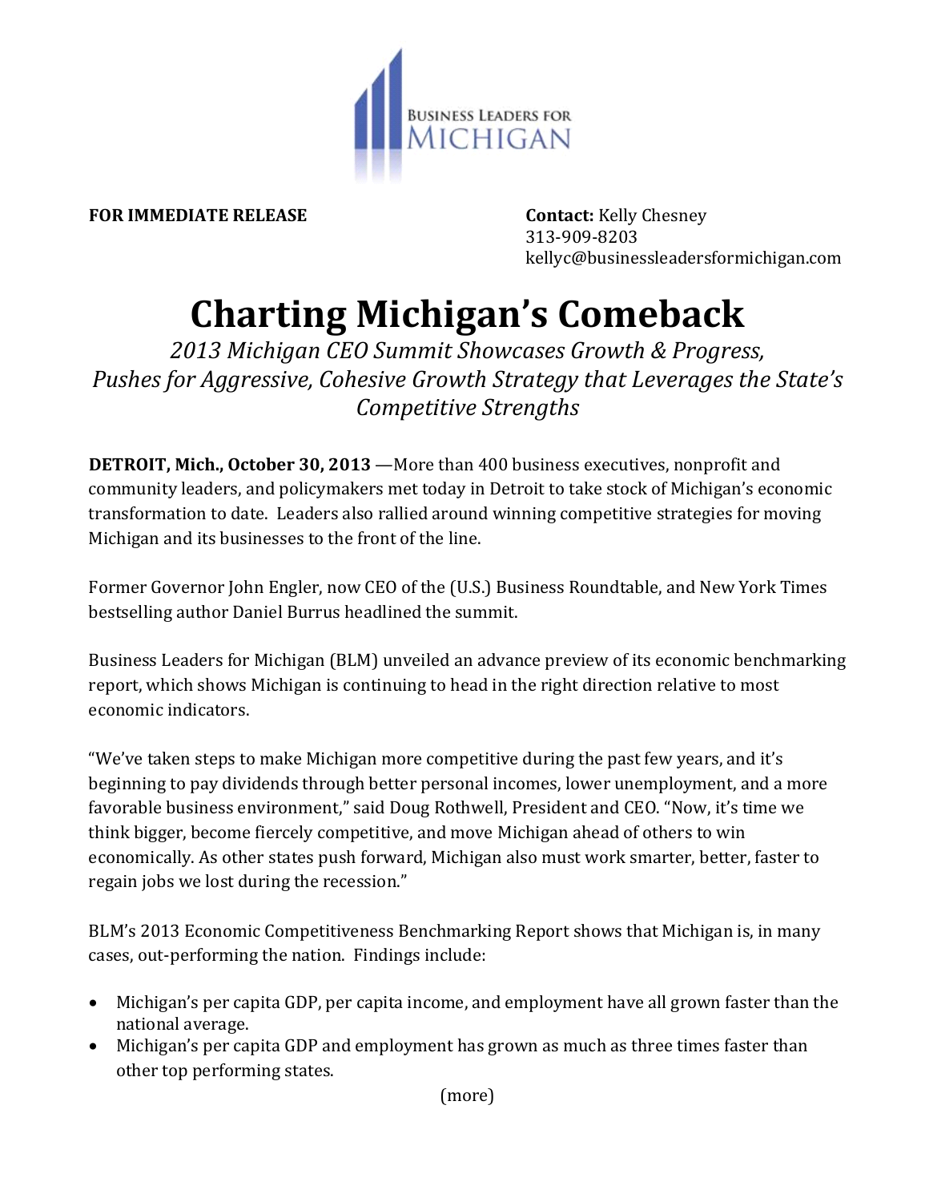BUSINESS LEADERS FOR MICHIGAN

**FOR IMMEDIATE RELEASE**

**Contact:** Kelly Chesney
313-909-8203
kellyc@businessleadersformichigan.com

# Charting Michigan's Comeback

*2013 Michigan CEO Summit Showcases Growth & Progress, Pushes for Aggressive, Cohesive Growth Strategy that Leverages the State's Competitive Strengths*

**DETROIT, Mich., October 30, 2013** —More than 400 business executives, nonprofit and community leaders, and policymakers met today in Detroit to take stock of Michigan's economic transformation to date. Leaders also rallied around winning competitive strategies for moving Michigan and its businesses to the front of the line.

Former Governor John Engler, now CEO of the (U.S.) Business Roundtable, and New York Times bestselling author Daniel Burrus headlined the summit.

Business Leaders for Michigan (BLM) unveiled an advance preview of its economic benchmarking report, which shows Michigan is continuing to head in the right direction relative to most economic indicators.

"We've taken steps to make Michigan more competitive during the past few years, and it's beginning to pay dividends through better personal incomes, lower unemployment, and a more favorable business environment," said Doug Rothwell, President and CEO. "Now, it's time we think bigger, become fiercely competitive, and move Michigan ahead of others to win economically. As other states push forward, Michigan also must work smarter, better, faster to regain jobs we lost during the recession."

BLM's 2013 Economic Competitiveness Benchmarking Report shows that Michigan is, in many cases, out-performing the nation. Findings include:

- Michigan's per capita GDP, per capita income, and employment have all grown faster than the national average.
- Michigan's per capita GDP and employment has grown as much as three times faster than other top performing states.

(more)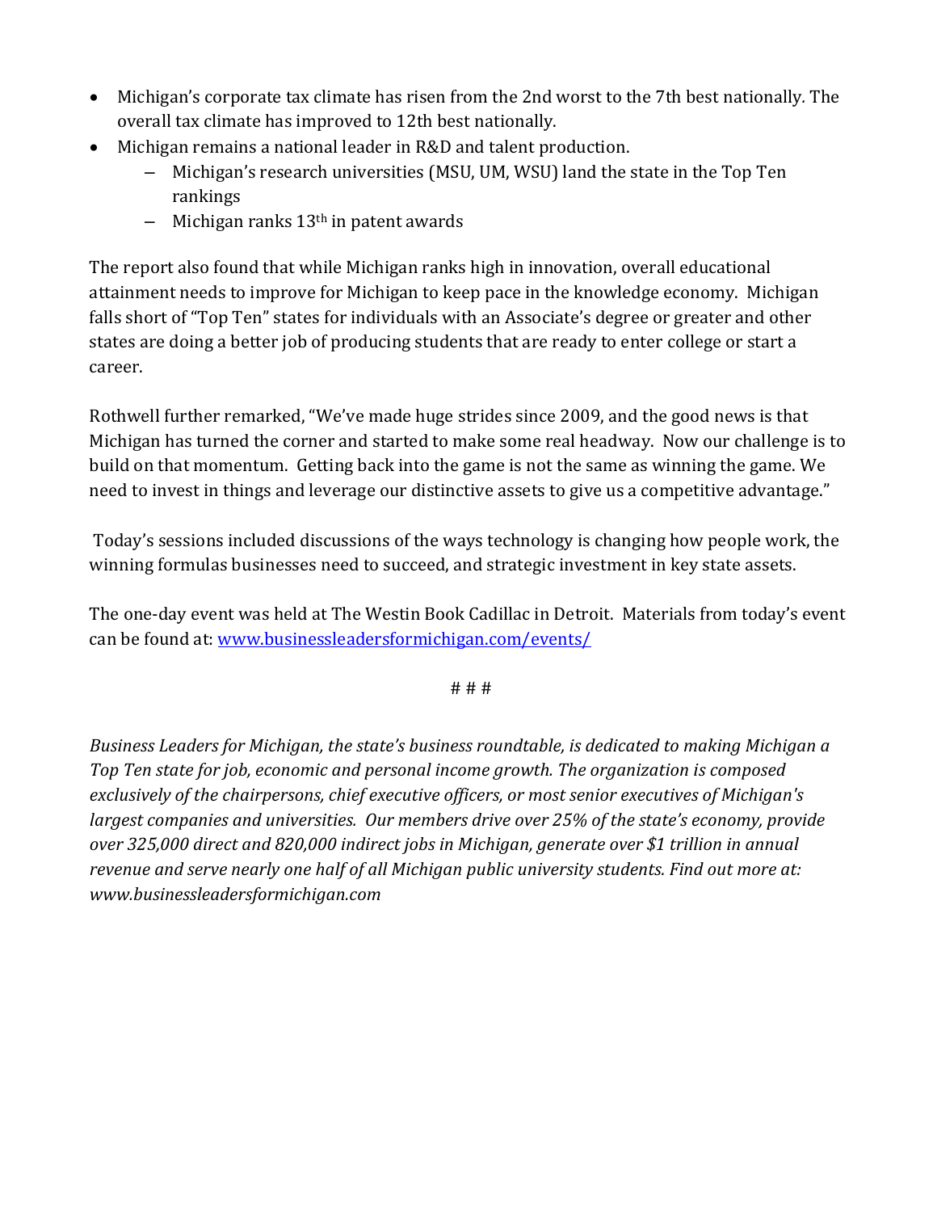- Michigan's corporate tax climate has risen from the 2nd worst to the 7th best nationally. The overall tax climate has improved to 12th best nationally.
- Michigan remains a national leader in R&D and talent production.
  - Michigan's research universities (MSU, UM, WSU) land the state in the Top Ten rankings
  - Michigan ranks 13th in patent awards

The report also found that while Michigan ranks high in innovation, overall educational attainment needs to improve for Michigan to keep pace in the knowledge economy. Michigan falls short of "Top Ten" states for individuals with an Associate's degree or greater and other states are doing a better job of producing students that are ready to enter college or start a career.

Rothwell further remarked, "We've made huge strides since 2009, and the good news is that Michigan has turned the corner and started to make some real headway. Now our challenge is to build on that momentum. Getting back into the game is not the same as winning the game. We need to invest in things and leverage our distinctive assets to give us a competitive advantage."

Today's sessions included discussions of the ways technology is changing how people work, the winning formulas businesses need to succeed, and strategic investment in key state assets.

The one-day event was held at The Westin Book Cadillac in Detroit. Materials from today's event can be found at: [www.businessleadersformichigan.com/events/](www.businessleadersformichigan.com/events/)

# # #

*Business Leaders for Michigan, the state's business roundtable, is dedicated to making Michigan a Top Ten state for job, economic and personal income growth. The organization is composed exclusively of the chairpersons, chief executive officers, or most senior executives of Michigan's largest companies and universities. Our members drive over 25% of the state's economy, provide over 325,000 direct and 820,000 indirect jobs in Michigan, generate over $1 trillion in annual revenue and serve nearly one half of all Michigan public university students. Find out more at: www.businessleadersformichigan.com*